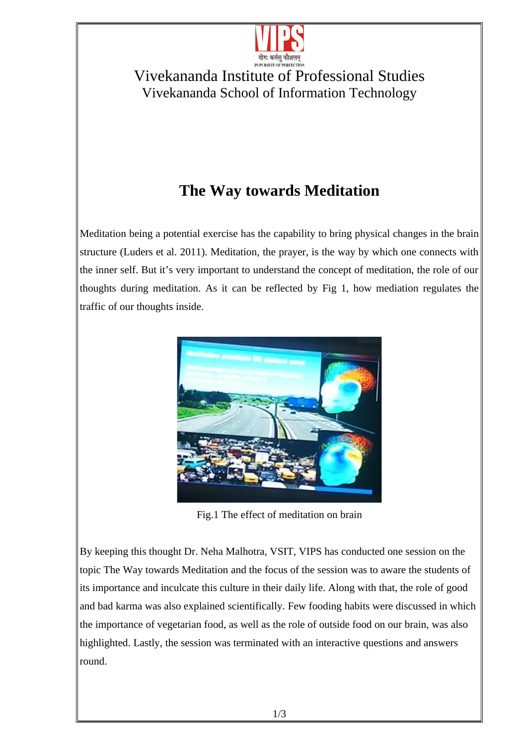Vivekananda Institute of Professional Studies

Vivekananda School of Information Technology

# The Way towards Meditation

Meditation being a potential exercise has the capability to bring physical changes in the brain structure (Luders et al. 2011). Meditation, the prayer, is the way by which one connects with the inner self. But it's very important to understand the concept of meditation, the role of our thoughts during meditation. As it can be reflected by Fig 1, how mediation regulates the traffic of our thoughts inside.

Fig.1 The effect of meditation on brain

By keeping this thought Dr. Neha Malhotra, VSIT, VIPS has conducted one session on the topic The Way towards Meditation and the focus of the session was to aware the students of its importance and inculcate this culture in their daily life. Along with that, the role of good and bad karma was also explained scientifically. Few fooding habits were discussed in which the importance of vegetarian food, as well as the role of outside food on our brain, was also highlighted. Lastly, the session was terminated with an interactive questions and answers round.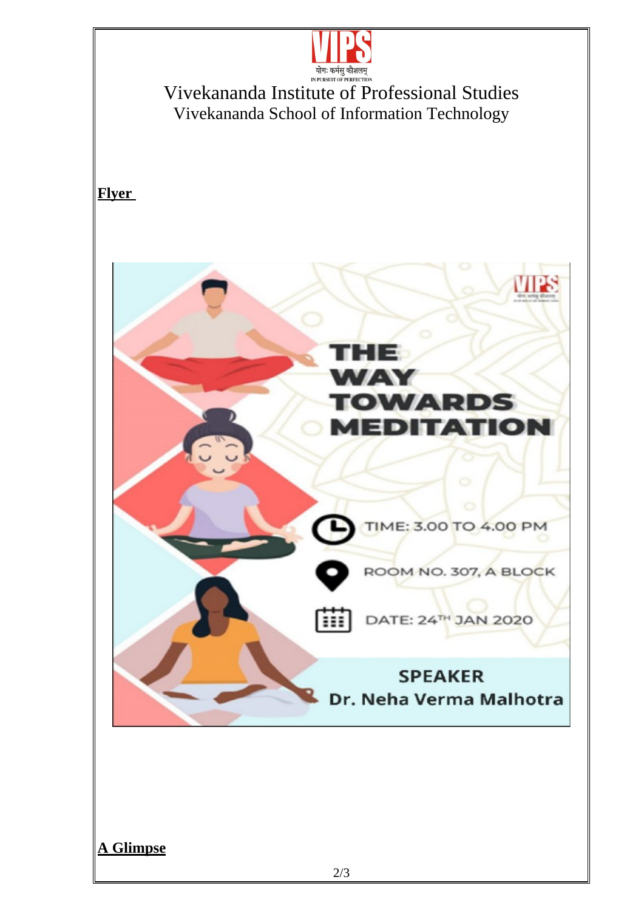योगः कर्मसु कौशलम्

IN PURSUIT OF PERFECTION

# Vivekananda Institute of Professional Studies

## Vivekananda School of Information Technology

**Flyer**

THE WAY TOWARDS MEDITATION

TIME: 3.00 TO 4.00 PM

ROOM NO. 307, A BLOCK

DATE: 24TH JAN 2020

SPEAKER

Dr. Neha Verma Malhotra

**A Glimpse**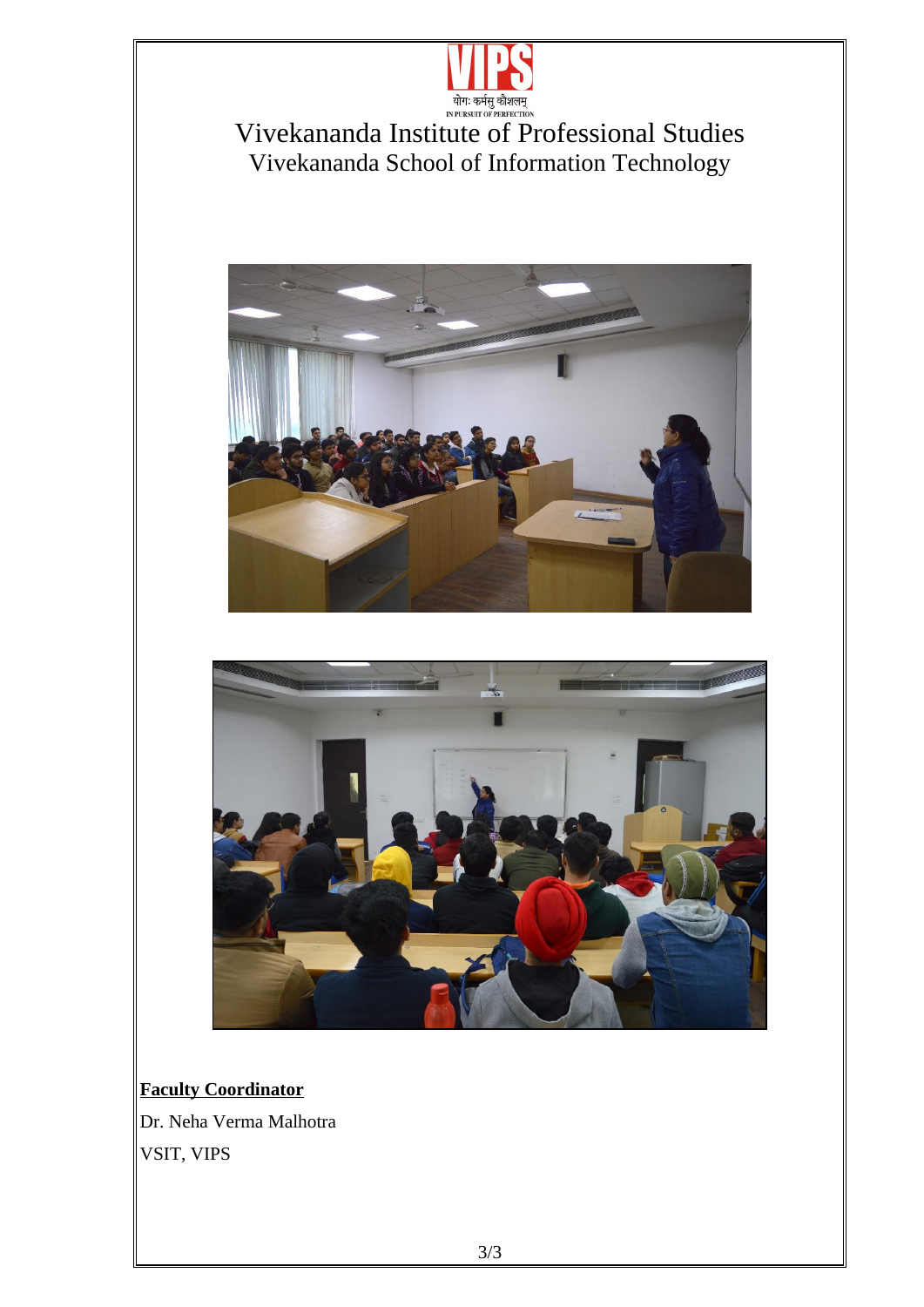योगः कर्मसु कौशलम्

IN PURSUIT OF PERFECTION

# Vivekananda Institute of Professional Studies

## Vivekananda School of Information Technology

**Faculty Coordinator**

Dr. Neha Verma Malhotra

VSIT, VIPS